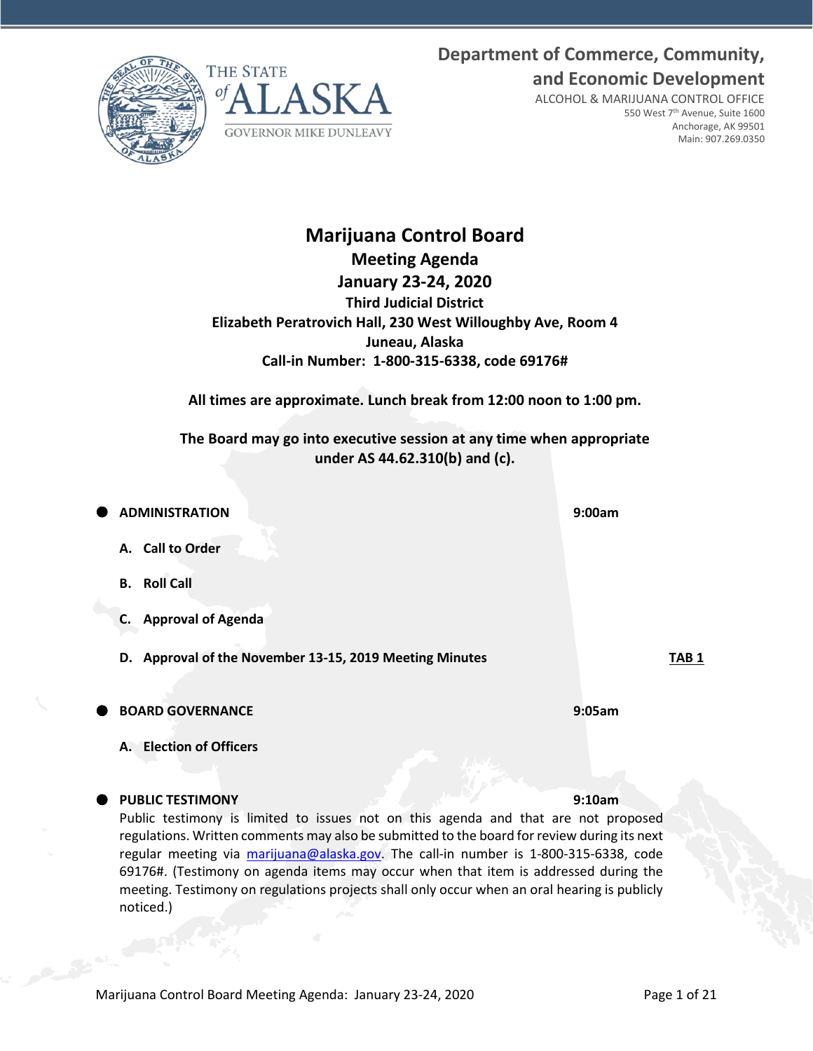Department of Commerce, Community, and Economic Development

ALCOHOL & MARIJUANA CONTROL OFFICE
550 West 7th Avenue, Suite 1600
Anchorage, AK 99501
Main: 907.269.0350

THE STATE of ALASKA
GOVERNOR MIKE DUNLEAVY

# Marijuana Control Board

## Meeting Agenda

## January 23-24, 2020

**Third Judicial District**
**Elizabeth Peratrovich Hall, 230 West Willoughby Ave, Room 4**
**Juneau, Alaska**
**Call-in Number: 1-800-315-6338, code 69176#**

**All times are approximate. Lunch break from 12:00 noon to 1:00 pm.**

**The Board may go into executive session at any time when appropriate under AS 44.62.310(b) and (c).**

- **ADMINISTRATION** **9:00am**
  - **A. Call to Order**
  - **B. Roll Call**
  - **C. Approval of Agenda**
  - **D. Approval of the November 13-15, 2019 Meeting Minutes** **TAB 1**

- **BOARD GOVERNANCE** **9:05am**
  - **A. Election of Officers**

- **PUBLIC TESTIMONY** **9:10am**

  Public testimony is limited to issues not on this agenda and that are not proposed regulations. Written comments may also be submitted to the board for review during its next regular meeting via marijuana@alaska.gov. The call-in number is 1-800-315-6338, code 69176#. (Testimony on agenda items may occur when that item is addressed during the meeting. Testimony on regulations projects shall only occur when an oral hearing is publicly noticed.)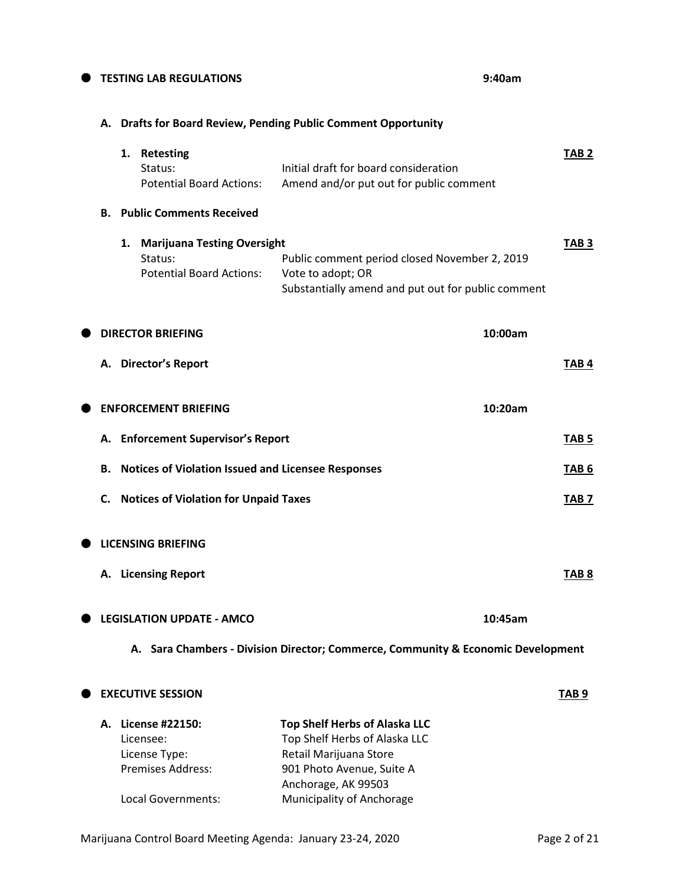- **TESTING LAB REGULATIONS** **9:40am**

  **A. Drafts for Board Review, Pending Public Comment Opportunity**

  **1. Retesting** **TAB 2**
  Status: Initial draft for board consideration
  Potential Board Actions: Amend and/or put out for public comment

  **B. Public Comments Received**

  **1. Marijuana Testing Oversight** **TAB 3**
  Status: Public comment period closed November 2, 2019
  Potential Board Actions: Vote to adopt; OR
  Substantially amend and put out for public comment

- **DIRECTOR BRIEFING** **10:00am**

  **A. Director's Report** **TAB 4**

- **ENFORCEMENT BRIEFING** **10:20am**

  **A. Enforcement Supervisor's Report** **TAB 5**

  **B. Notices of Violation Issued and Licensee Responses** **TAB 6**

  **C. Notices of Violation for Unpaid Taxes** **TAB 7**

- **LICENSING BRIEFING**

  **A. Licensing Report** **TAB 8**

- **LEGISLATION UPDATE - AMCO** **10:45am**

  **A. Sara Chambers - Division Director; Commerce, Community & Economic Development**

- **EXECUTIVE SESSION** **TAB 9**

  **A. License #22150:** **Top Shelf Herbs of Alaska LLC**
  Licensee: Top Shelf Herbs of Alaska LLC
  License Type: Retail Marijuana Store
  Premises Address: 901 Photo Avenue, Suite A
  Anchorage, AK 99503
  Local Governments: Municipality of Anchorage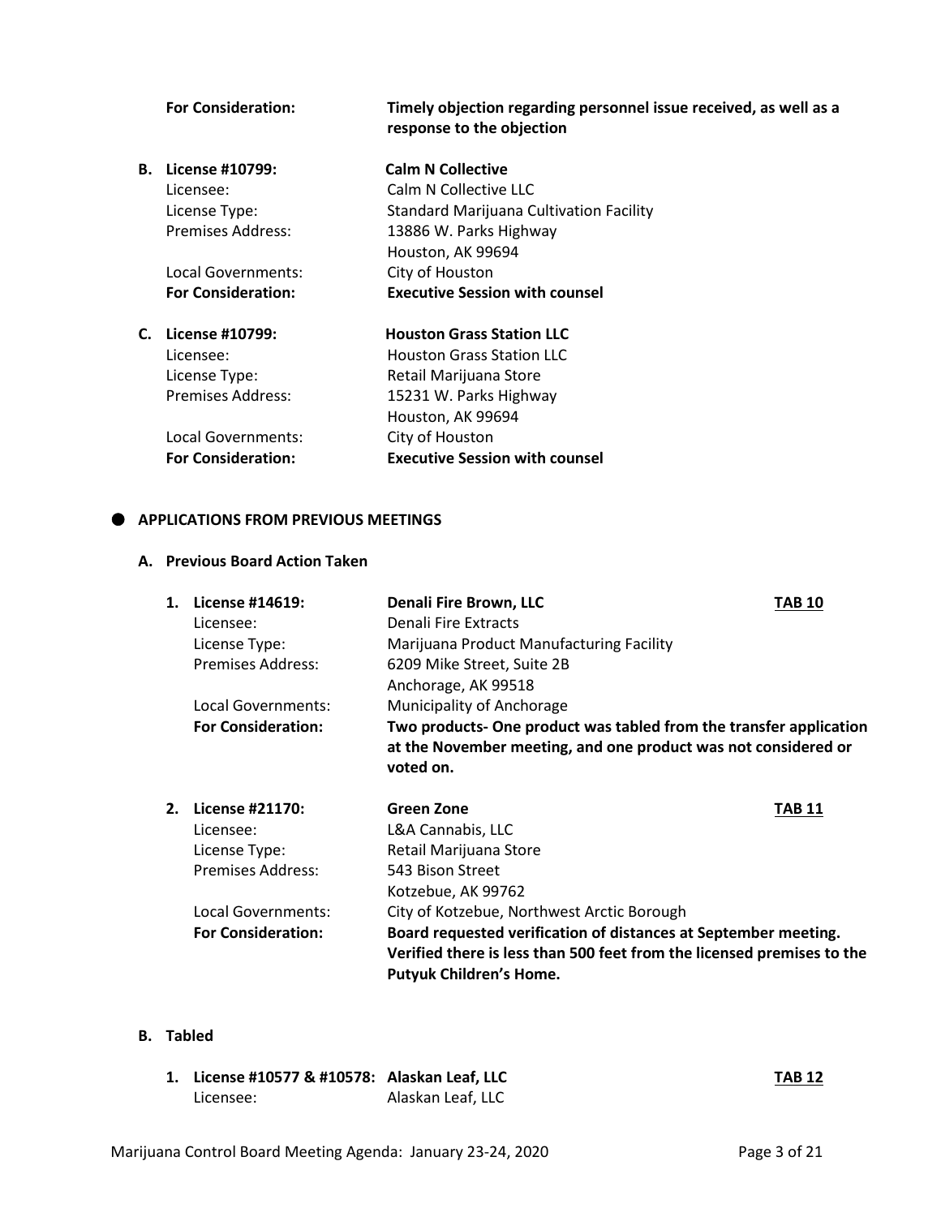**For Consideration:** **Timely objection regarding personnel issue received, as well as a response to the objection**

**B. License #10799:** **Calm N Collective**
Licensee: Calm N Collective LLC
License Type: Standard Marijuana Cultivation Facility
Premises Address: 13886 W. Parks Highway
Houston, AK 99694
Local Governments: City of Houston
**For Consideration:** **Executive Session with counsel**

**C. License #10799:** **Houston Grass Station LLC**
Licensee: Houston Grass Station LLC
License Type: Retail Marijuana Store
Premises Address: 15231 W. Parks Highway
Houston, AK 99694
Local Governments: City of Houston
**For Consideration:** **Executive Session with counsel**

- **APPLICATIONS FROM PREVIOUS MEETINGS**

**A. Previous Board Action Taken**

1. **License #14619:** **Denali Fire Brown, LLC** **TAB 10**
   Licensee: Denali Fire Extracts
   License Type: Marijuana Product Manufacturing Facility
   Premises Address: 6209 Mike Street, Suite 2B
   Anchorage, AK 99518
   Local Governments: Municipality of Anchorage
   **For Consideration:** **Two products- One product was tabled from the transfer application at the November meeting, and one product was not considered or voted on.**

2. **License #21170:** **Green Zone** **TAB 11**
   Licensee: L&A Cannabis, LLC
   License Type: Retail Marijuana Store
   Premises Address: 543 Bison Street
   Kotzebue, AK 99762
   Local Governments: City of Kotzebue, Northwest Arctic Borough
   **For Consideration:** **Board requested verification of distances at September meeting. Verified there is less than 500 feet from the licensed premises to the Putyuk Children's Home.**

**B. Tabled**

1. **License #10577 & #10578:** **Alaskan Leaf, LLC** **TAB 12**
   Licensee: Alaskan Leaf, LLC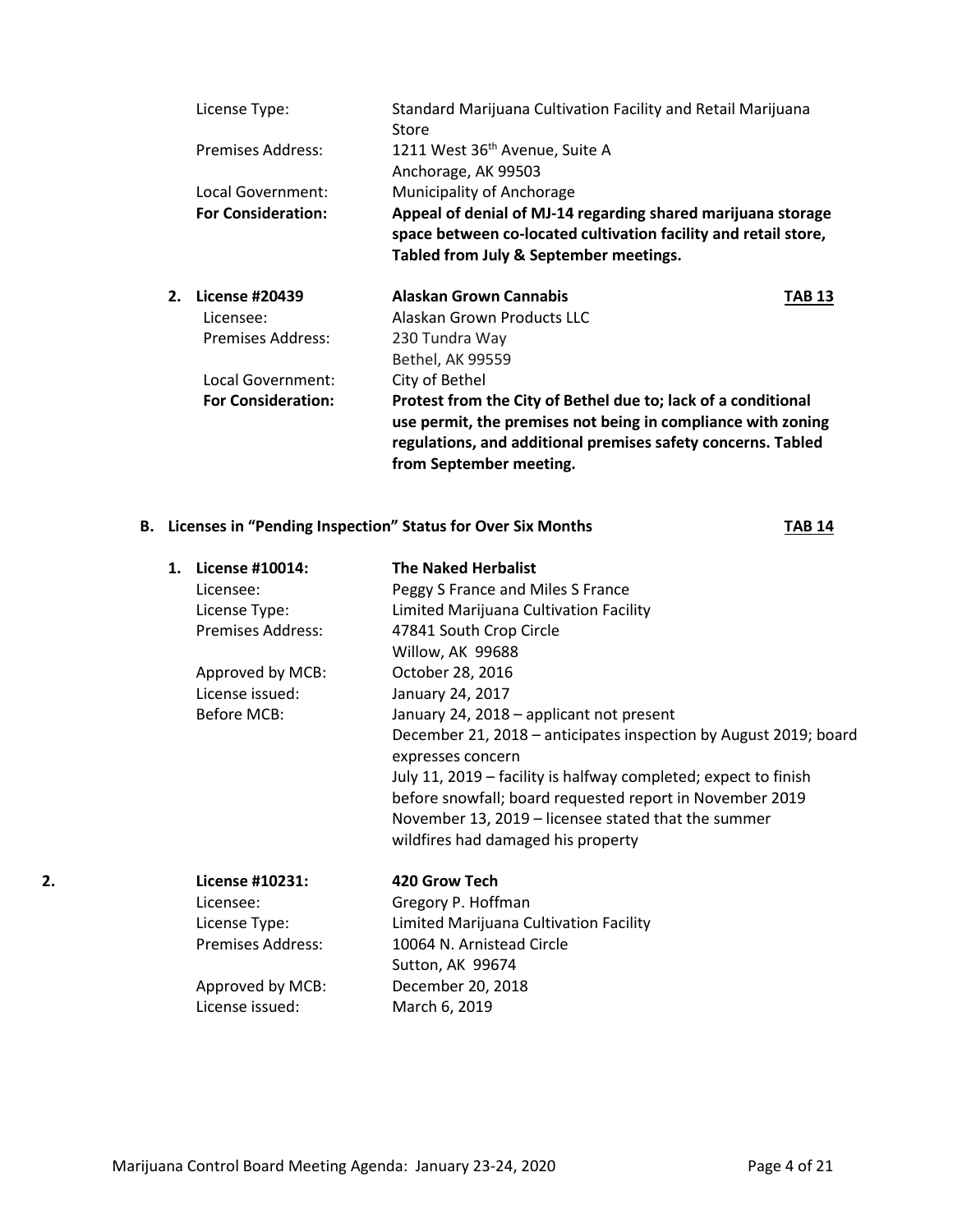License Type: Standard Marijuana Cultivation Facility and Retail Marijuana Store
Premises Address: 1211 West 36th Avenue, Suite A
Anchorage, AK 99503
Local Government: Municipality of Anchorage
**For Consideration:** **Appeal of denial of MJ-14 regarding shared marijuana storage space between co-located cultivation facility and retail store, Tabled from July & September meetings.**

2. **License #20439** — **Alaskan Grown Cannabis** — **TAB 13**
   Licensee: Alaskan Grown Products LLC
   Premises Address: 230 Tundra Way
   Bethel, AK 99559
   Local Government: City of Bethel
   **For Consideration:** **Protest from the City of Bethel due to; lack of a conditional use permit, the premises not being in compliance with zoning regulations, and additional premises safety concerns. Tabled from September meeting.**

**B. Licenses in "Pending Inspection" Status for Over Six Months** — **TAB 14**

1. **License #10014:** — **The Naked Herbalist**
   Licensee: Peggy S France and Miles S France
   License Type: Limited Marijuana Cultivation Facility
   Premises Address: 47841 South Crop Circle
   Willow, AK 99688
   Approved by MCB: October 28, 2016
   License issued: January 24, 2017
   Before MCB: January 24, 2018 – applicant not present
   December 21, 2018 – anticipates inspection by August 2019; board expresses concern
   July 11, 2019 – facility is halfway completed; expect to finish before snowfall; board requested report in November 2019
   November 13, 2019 – licensee stated that the summer wildfires had damaged his property

2. **License #10231:** — **420 Grow Tech**
   Licensee: Gregory P. Hoffman
   License Type: Limited Marijuana Cultivation Facility
   Premises Address: 10064 N. Arnistead Circle
   Sutton, AK 99674
   Approved by MCB: December 20, 2018
   License issued: March 6, 2019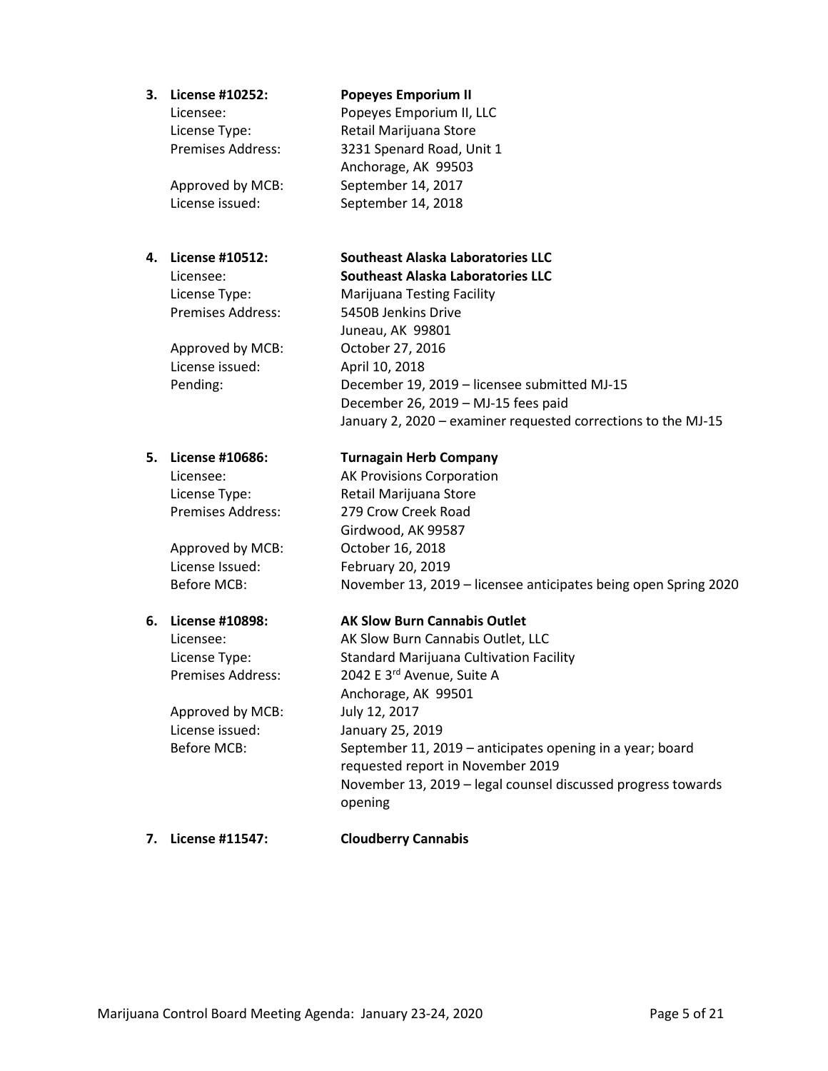3. **License #10252: Popeyes Emporium II**

   Licensee: Popeyes Emporium II, LLC
   License Type: Retail Marijuana Store
   Premises Address: 3231 Spenard Road, Unit 1
   Anchorage, AK 99503
   Approved by MCB: September 14, 2017
   License issued: September 14, 2018

4. **License #10512: Southeast Alaska Laboratories LLC**

   Licensee: **Southeast Alaska Laboratories LLC**
   License Type: Marijuana Testing Facility
   Premises Address: 5450B Jenkins Drive
   Juneau, AK 99801
   Approved by MCB: October 27, 2016
   License issued: April 10, 2018
   Pending: December 19, 2019 – licensee submitted MJ-15
   December 26, 2019 – MJ-15 fees paid
   January 2, 2020 – examiner requested corrections to the MJ-15

5. **License #10686: Turnagain Herb Company**

   Licensee: AK Provisions Corporation
   License Type: Retail Marijuana Store
   Premises Address: 279 Crow Creek Road
   Girdwood, AK 99587
   Approved by MCB: October 16, 2018
   License Issued: February 20, 2019
   Before MCB: November 13, 2019 – licensee anticipates being open Spring 2020

6. **License #10898: AK Slow Burn Cannabis Outlet**

   Licensee: AK Slow Burn Cannabis Outlet, LLC
   License Type: Standard Marijuana Cultivation Facility
   Premises Address: 2042 E 3rd Avenue, Suite A
   Anchorage, AK 99501
   Approved by MCB: July 12, 2017
   License issued: January 25, 2019
   Before MCB: September 11, 2019 – anticipates opening in a year; board requested report in November 2019
   November 13, 2019 – legal counsel discussed progress towards opening

7. **License #11547: Cloudberry Cannabis**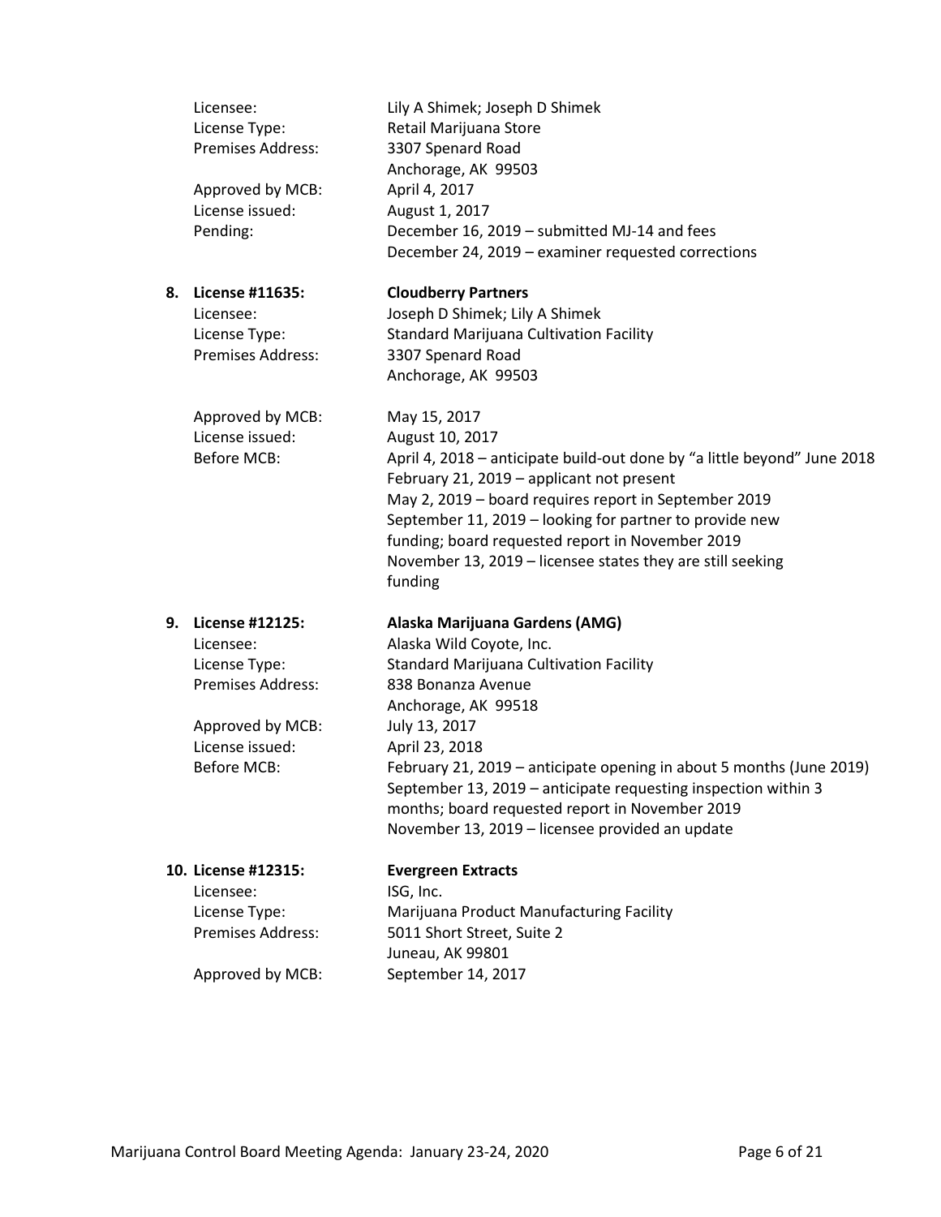Licensee: Lily A Shimek; Joseph D Shimek
License Type: Retail Marijuana Store
Premises Address: 3307 Spenard Road
Anchorage, AK 99503

Approved by MCB: April 4, 2017
License issued: August 1, 2017
Pending: December 16, 2019 – submitted MJ-14 and fees
December 24, 2019 – examiner requested corrections

8. **License #11635: Cloudberry Partners**
   Licensee: Joseph D Shimek; Lily A Shimek
   License Type: Standard Marijuana Cultivation Facility
   Premises Address: 3307 Spenard Road
   Anchorage, AK 99503

   Approved by MCB: May 15, 2017
   License issued: August 10, 2017
   Before MCB: April 4, 2018 – anticipate build-out done by "a little beyond" June 2018
   February 21, 2019 – applicant not present
   May 2, 2019 – board requires report in September 2019
   September 11, 2019 – looking for partner to provide new funding; board requested report in November 2019
   November 13, 2019 – licensee states they are still seeking funding

9. **License #12125: Alaska Marijuana Gardens (AMG)**
   Licensee: Alaska Wild Coyote, Inc.
   License Type: Standard Marijuana Cultivation Facility
   Premises Address: 838 Bonanza Avenue
   Anchorage, AK 99518
   Approved by MCB: July 13, 2017
   License issued: April 23, 2018
   Before MCB: February 21, 2019 – anticipate opening in about 5 months (June 2019)
   September 13, 2019 – anticipate requesting inspection within 3 months; board requested report in November 2019
   November 13, 2019 – licensee provided an update

10. **License #12315: Evergreen Extracts**
    Licensee: ISG, Inc.
    License Type: Marijuana Product Manufacturing Facility
    Premises Address: 5011 Short Street, Suite 2
    Juneau, AK 99801
    Approved by MCB: September 14, 2017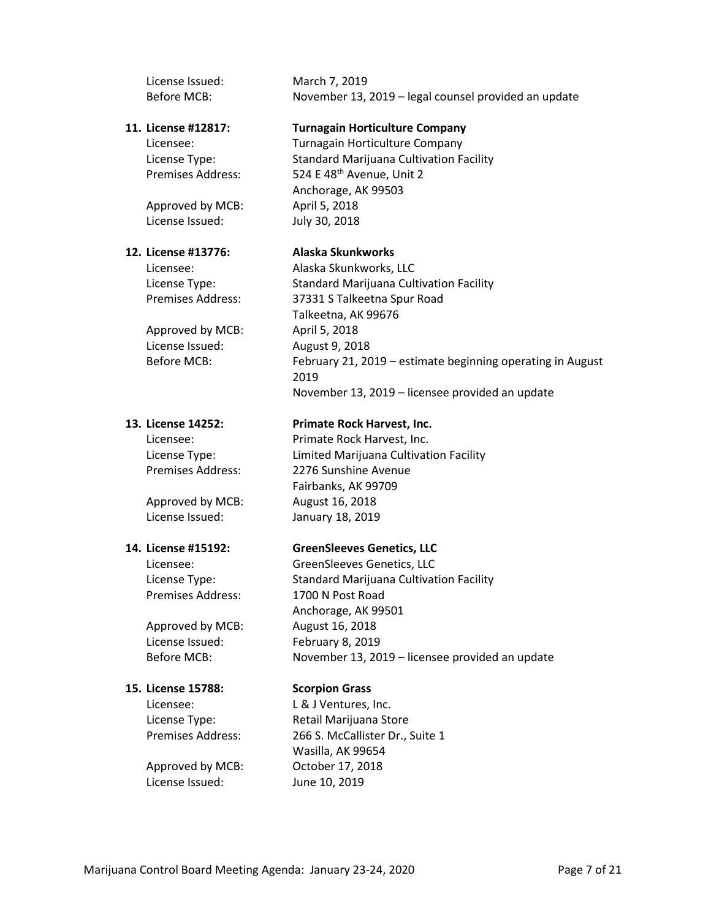License Issued: March 7, 2019
Before MCB: November 13, 2019 – legal counsel provided an update

**11. License #12817: Turnagain Horticulture Company**

Licensee: Turnagain Horticulture Company
License Type: Standard Marijuana Cultivation Facility
Premises Address: 524 E 48th Avenue, Unit 2
Anchorage, AK 99503
Approved by MCB: April 5, 2018
License Issued: July 30, 2018

**12. License #13776: Alaska Skunkworks**

Licensee: Alaska Skunkworks, LLC
License Type: Standard Marijuana Cultivation Facility
Premises Address: 37331 S Talkeetna Spur Road
Talkeetna, AK 99676
Approved by MCB: April 5, 2018
License Issued: August 9, 2018
Before MCB: February 21, 2019 – estimate beginning operating in August 2019
November 13, 2019 – licensee provided an update

**13. License 14252: Primate Rock Harvest, Inc.**

Licensee: Primate Rock Harvest, Inc.
License Type: Limited Marijuana Cultivation Facility
Premises Address: 2276 Sunshine Avenue
Fairbanks, AK 99709
Approved by MCB: August 16, 2018
License Issued: January 18, 2019

**14. License #15192: GreenSleeves Genetics, LLC**

Licensee: GreenSleeves Genetics, LLC
License Type: Standard Marijuana Cultivation Facility
Premises Address: 1700 N Post Road
Anchorage, AK 99501
Approved by MCB: August 16, 2018
License Issued: February 8, 2019
Before MCB: November 13, 2019 – licensee provided an update

**15. License 15788: Scorpion Grass**

Licensee: L & J Ventures, Inc.
License Type: Retail Marijuana Store
Premises Address: 266 S. McCallister Dr., Suite 1
Wasilla, AK 99654
Approved by MCB: October 17, 2018
License Issued: June 10, 2019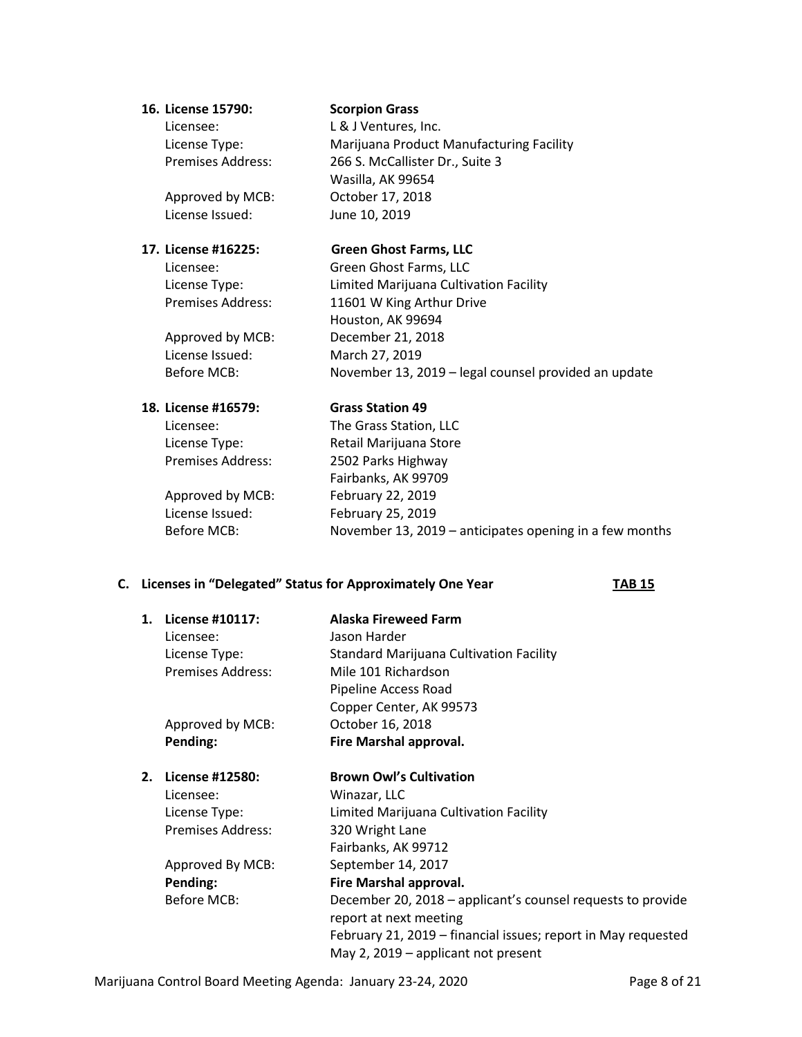**16. License 15790:** **Scorpion Grass**

Licensee: L & J Ventures, Inc.
License Type: Marijuana Product Manufacturing Facility
Premises Address: 266 S. McCallister Dr., Suite 3
Wasilla, AK 99654
Approved by MCB: October 17, 2018
License Issued: June 10, 2019

**17. License #16225:** **Green Ghost Farms, LLC**

Licensee: Green Ghost Farms, LLC
License Type: Limited Marijuana Cultivation Facility
Premises Address: 11601 W King Arthur Drive
Houston, AK 99694
Approved by MCB: December 21, 2018
License Issued: March 27, 2019
Before MCB: November 13, 2019 – legal counsel provided an update

**18. License #16579:** **Grass Station 49**

Licensee: The Grass Station, LLC
License Type: Retail Marijuana Store
Premises Address: 2502 Parks Highway
Fairbanks, AK 99709
Approved by MCB: February 22, 2019
License Issued: February 25, 2019
Before MCB: November 13, 2019 – anticipates opening in a few months

**C. Licenses in "Delegated" Status for Approximately One Year** **TAB 15**

**1. License #10117:** **Alaska Fireweed Farm**

Licensee: Jason Harder
License Type: Standard Marijuana Cultivation Facility
Premises Address: Mile 101 Richardson
Pipeline Access Road
Copper Center, AK 99573
Approved by MCB: October 16, 2018
**Pending:** **Fire Marshal approval.**

**2. License #12580:** **Brown Owl's Cultivation**

Licensee: Winazar, LLC
License Type: Limited Marijuana Cultivation Facility
Premises Address: 320 Wright Lane
Fairbanks, AK 99712
Approved By MCB: September 14, 2017
**Pending:** **Fire Marshal approval.**
Before MCB: December 20, 2018 – applicant's counsel requests to provide report at next meeting
February 21, 2019 – financial issues; report in May requested
May 2, 2019 – applicant not present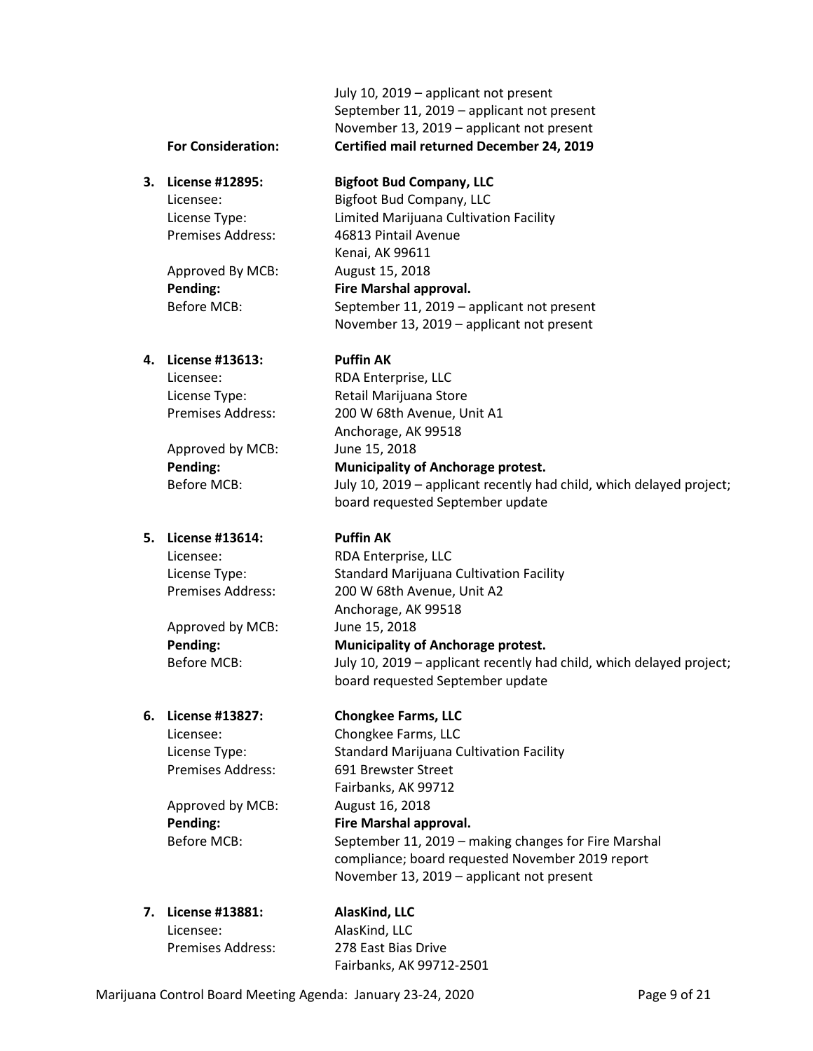July 10, 2019 – applicant not present
September 11, 2019 – applicant not present
November 13, 2019 – applicant not present

**For Consideration:** **Certified mail returned December 24, 2019**

3. **License #12895:** **Bigfoot Bud Company, LLC**
   Licensee: Bigfoot Bud Company, LLC
   License Type: Limited Marijuana Cultivation Facility
   Premises Address: 46813 Pintail Avenue
   Kenai, AK 99611
   Approved By MCB: August 15, 2018
   **Pending:** **Fire Marshal approval.**
   Before MCB: September 11, 2019 – applicant not present
   November 13, 2019 – applicant not present

4. **License #13613:** **Puffin AK**
   Licensee: RDA Enterprise, LLC
   License Type: Retail Marijuana Store
   Premises Address: 200 W 68th Avenue, Unit A1
   Anchorage, AK 99518
   Approved by MCB: June 15, 2018
   **Pending:** **Municipality of Anchorage protest.**
   Before MCB: July 10, 2019 – applicant recently had child, which delayed project; board requested September update

5. **License #13614:** **Puffin AK**
   Licensee: RDA Enterprise, LLC
   License Type: Standard Marijuana Cultivation Facility
   Premises Address: 200 W 68th Avenue, Unit A2
   Anchorage, AK 99518
   Approved by MCB: June 15, 2018
   **Pending:** **Municipality of Anchorage protest.**
   Before MCB: July 10, 2019 – applicant recently had child, which delayed project; board requested September update

6. **License #13827:** **Chongkee Farms, LLC**
   Licensee: Chongkee Farms, LLC
   License Type: Standard Marijuana Cultivation Facility
   Premises Address: 691 Brewster Street
   Fairbanks, AK 99712
   Approved by MCB: August 16, 2018
   **Pending:** **Fire Marshal approval.**
   Before MCB: September 11, 2019 – making changes for Fire Marshal compliance; board requested November 2019 report
   November 13, 2019 – applicant not present

7. **License #13881:** **AlasKind, LLC**
   Licensee: AlasKind, LLC
   Premises Address: 278 East Bias Drive
   Fairbanks, AK 99712-2501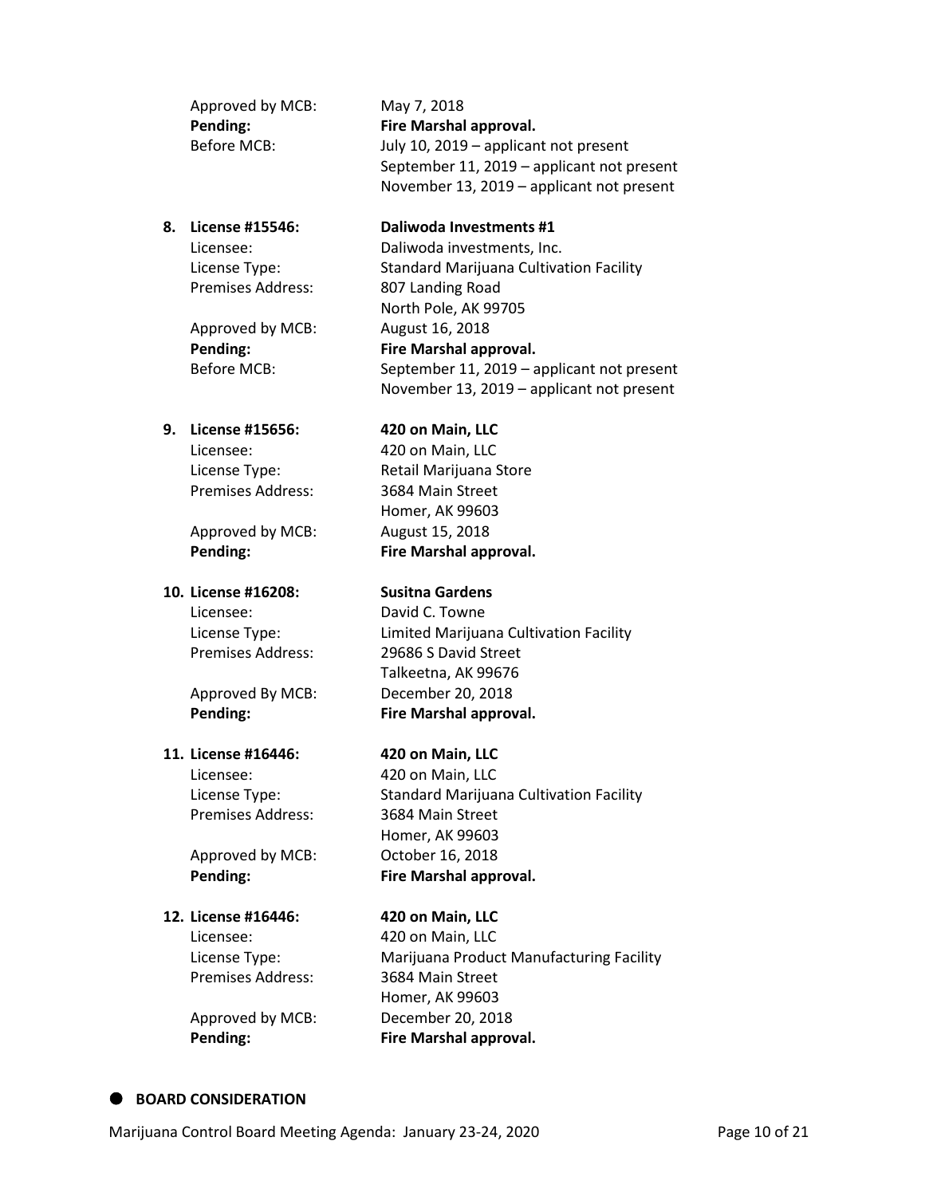Approved by MCB: May 7, 2018
**Pending:** **Fire Marshal approval.**
Before MCB: July 10, 2019 – applicant not present
September 11, 2019 – applicant not present
November 13, 2019 – applicant not present

8. **License #15546:** **Daliwoda Investments #1**
   Licensee: Daliwoda investments, Inc.
   License Type: Standard Marijuana Cultivation Facility
   Premises Address: 807 Landing Road
   North Pole, AK 99705
   Approved by MCB: August 16, 2018
   **Pending:** **Fire Marshal approval.**
   Before MCB: September 11, 2019 – applicant not present
   November 13, 2019 – applicant not present

9. **License #15656:** **420 on Main, LLC**
   Licensee: 420 on Main, LLC
   License Type: Retail Marijuana Store
   Premises Address: 3684 Main Street
   Homer, AK 99603
   Approved by MCB: August 15, 2018
   **Pending:** **Fire Marshal approval.**

10. **License #16208:** **Susitna Gardens**
    Licensee: David C. Towne
    License Type: Limited Marijuana Cultivation Facility
    Premises Address: 29686 S David Street
    Talkeetna, AK 99676
    Approved By MCB: December 20, 2018
    **Pending:** **Fire Marshal approval.**

11. **License #16446:** **420 on Main, LLC**
    Licensee: 420 on Main, LLC
    License Type: Standard Marijuana Cultivation Facility
    Premises Address: 3684 Main Street
    Homer, AK 99603
    Approved by MCB: October 16, 2018
    **Pending:** **Fire Marshal approval.**

12. **License #16446:** **420 on Main, LLC**
    Licensee: 420 on Main, LLC
    License Type: Marijuana Product Manufacturing Facility
    Premises Address: 3684 Main Street
    Homer, AK 99603
    Approved by MCB: December 20, 2018
    **Pending:** **Fire Marshal approval.**

- **BOARD CONSIDERATION**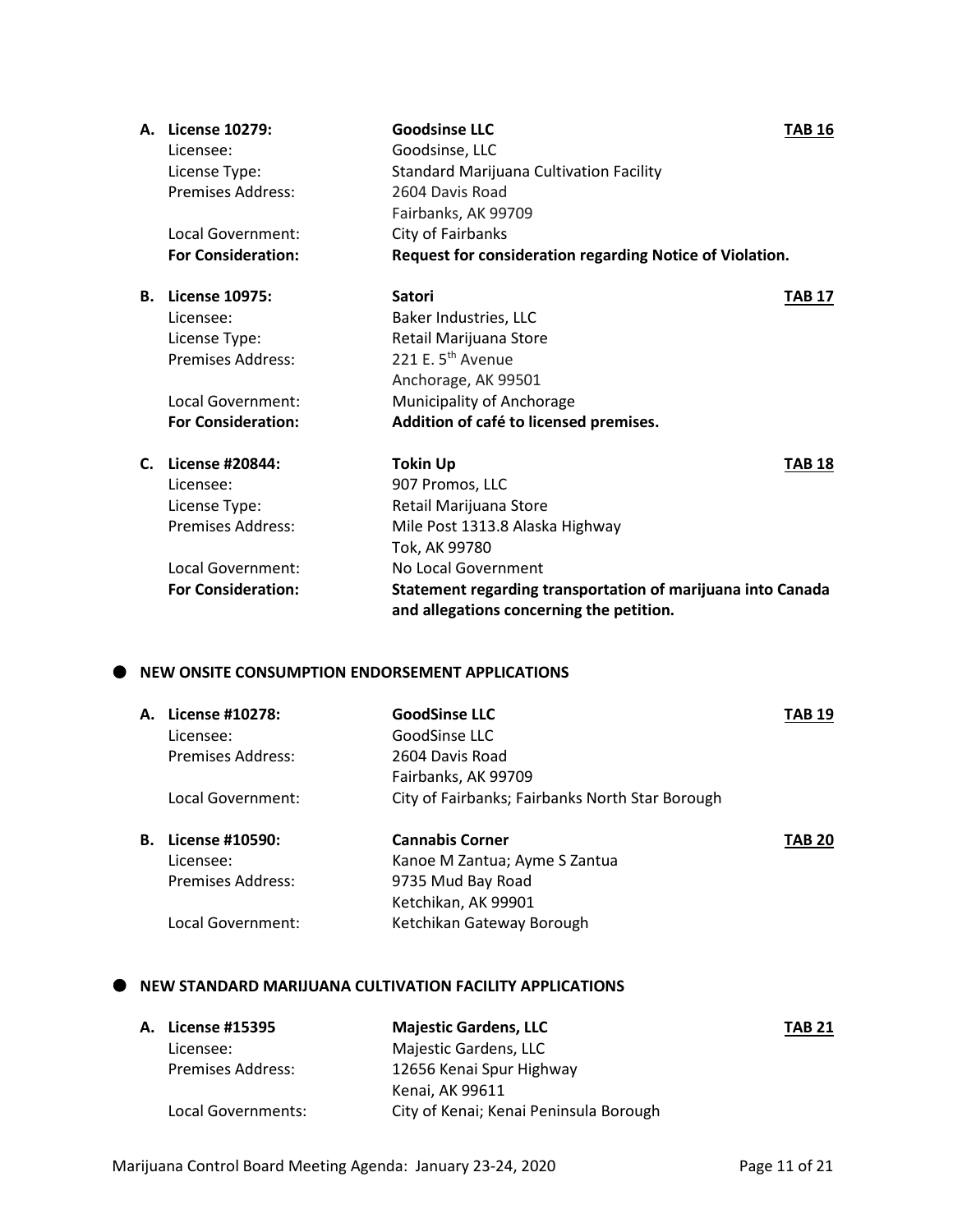**A. License 10279:** **Goodsinse LLC** **TAB 16**

| | |
|---|---|
| Licensee: | Goodsinse, LLC |
| License Type: | Standard Marijuana Cultivation Facility |
| Premises Address: | 2604 Davis Road<br>Fairbanks, AK 99709 |
| Local Government: | City of Fairbanks |
| **For Consideration:** | **Request for consideration regarding Notice of Violation.** |

**B. License 10975:** **Satori** **TAB 17**

| | |
|---|---|
| Licensee: | Baker Industries, LLC |
| License Type: | Retail Marijuana Store |
| Premises Address: | 221 E. 5th Avenue<br>Anchorage, AK 99501 |
| Local Government: | Municipality of Anchorage |
| **For Consideration:** | **Addition of café to licensed premises.** |

**C. License #20844:** **Tokin Up** **TAB 18**

| | |
|---|---|
| Licensee: | 907 Promos, LLC |
| License Type: | Retail Marijuana Store |
| Premises Address: | Mile Post 1313.8 Alaska Highway<br>Tok, AK 99780 |
| Local Government: | No Local Government |
| **For Consideration:** | **Statement regarding transportation of marijuana into Canada and allegations concerning the petition.** |

- **NEW ONSITE CONSUMPTION ENDORSEMENT APPLICATIONS**

**A. License #10278:** **GoodSinse LLC** **TAB 19**

| | |
|---|---|
| Licensee: | GoodSinse LLC |
| Premises Address: | 2604 Davis Road<br>Fairbanks, AK 99709 |
| Local Government: | City of Fairbanks; Fairbanks North Star Borough |

**B. License #10590:** **Cannabis Corner** **TAB 20**

| | |
|---|---|
| Licensee: | Kanoe M Zantua; Ayme S Zantua |
| Premises Address: | 9735 Mud Bay Road<br>Ketchikan, AK 99901 |
| Local Government: | Ketchikan Gateway Borough |

- **NEW STANDARD MARIJUANA CULTIVATION FACILITY APPLICATIONS**

**A. License #15395** **Majestic Gardens, LLC** **TAB 21**

| | |
|---|---|
| Licensee: | Majestic Gardens, LLC |
| Premises Address: | 12656 Kenai Spur Highway<br>Kenai, AK 99611 |
| Local Governments: | City of Kenai; Kenai Peninsula Borough |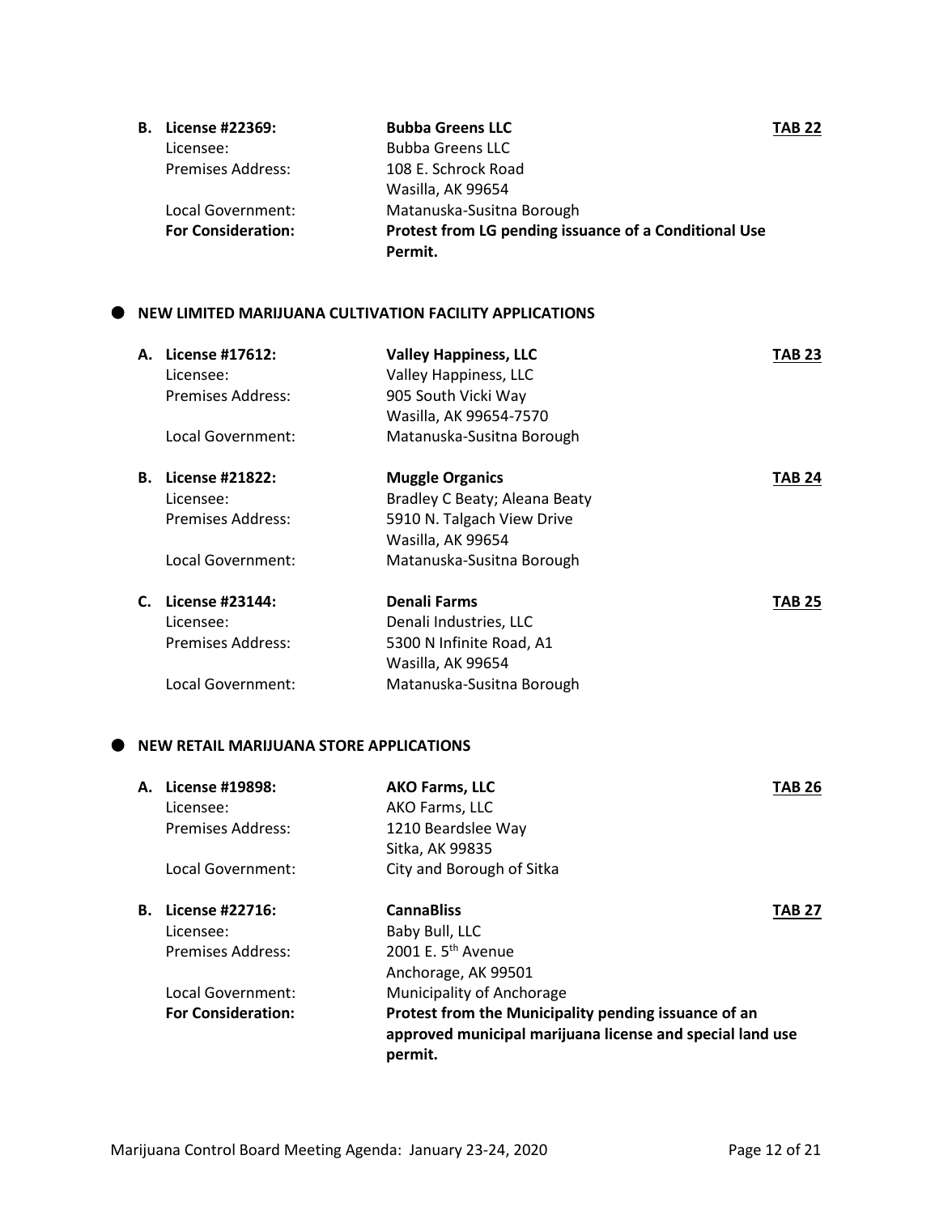**B. License #22369:** **Bubba Greens LLC** **TAB 22**

Licensee: Bubba Greens LLC

Premises Address: 108 E. Schrock Road
Wasilla, AK 99654

Local Government: Matanuska-Susitna Borough

**For Consideration:** **Protest from LG pending issuance of a Conditional Use Permit.**

## NEW LIMITED MARIJUANA CULTIVATION FACILITY APPLICATIONS

**A. License #17612:** **Valley Happiness, LLC** **TAB 23**

Licensee: Valley Happiness, LLC

Premises Address: 905 South Vicki Way
Wasilla, AK 99654-7570

Local Government: Matanuska-Susitna Borough

**B. License #21822:** **Muggle Organics** **TAB 24**

Licensee: Bradley C Beaty; Aleana Beaty

Premises Address: 5910 N. Talgach View Drive
Wasilla, AK 99654

Local Government: Matanuska-Susitna Borough

**C. License #23144:** **Denali Farms** **TAB 25**

Licensee: Denali Industries, LLC

Premises Address: 5300 N Infinite Road, A1
Wasilla, AK 99654

Local Government: Matanuska-Susitna Borough

## NEW RETAIL MARIJUANA STORE APPLICATIONS

**A. License #19898:** **AKO Farms, LLC** **TAB 26**

Licensee: AKO Farms, LLC

Premises Address: 1210 Beardslee Way
Sitka, AK 99835

Local Government: City and Borough of Sitka

**B. License #22716:** **CannaBliss** **TAB 27**

Licensee: Baby Bull, LLC

Premises Address: 2001 E. 5th Avenue
Anchorage, AK 99501

Local Government: Municipality of Anchorage

**For Consideration:** **Protest from the Municipality pending issuance of an approved municipal marijuana license and special land use permit.**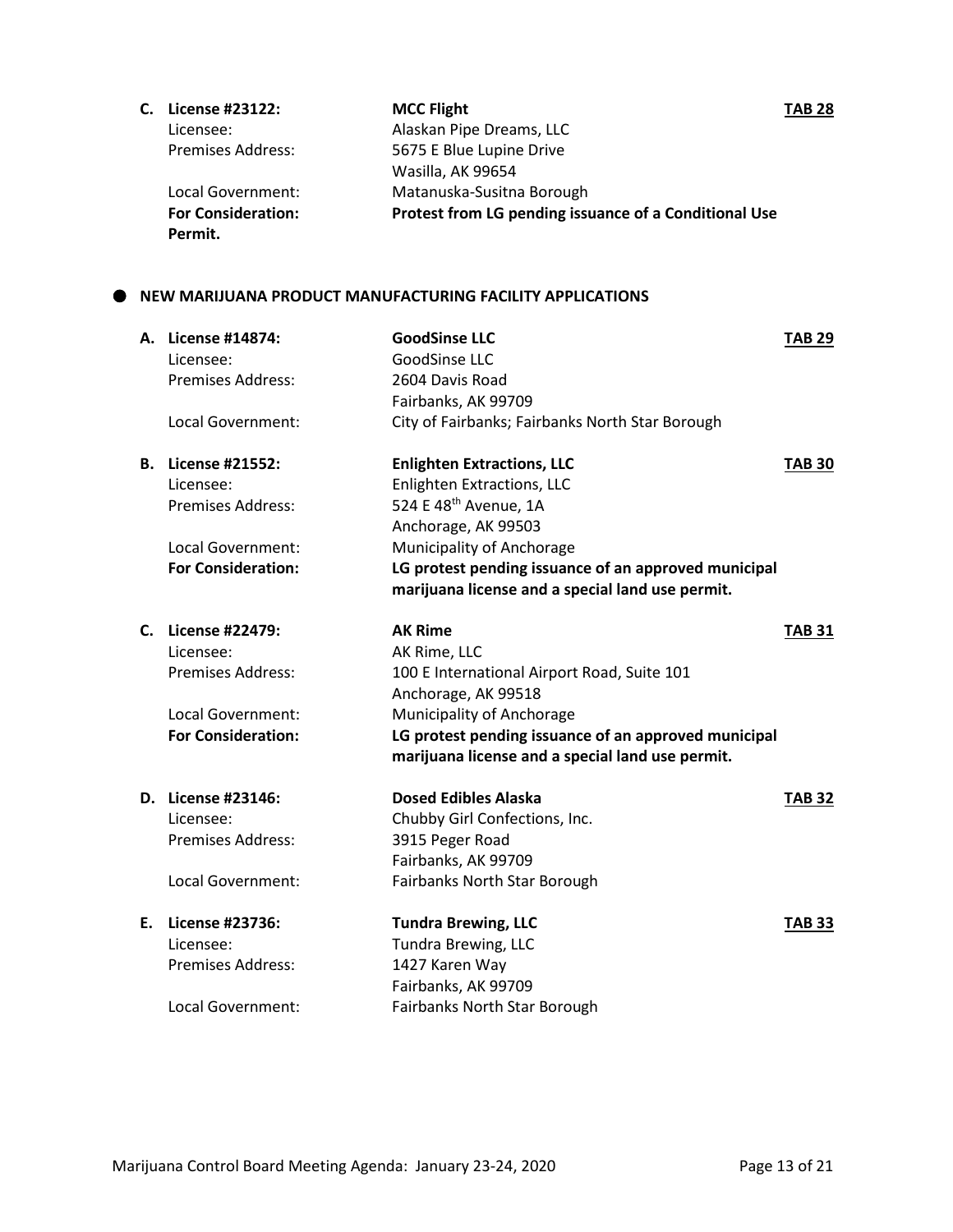**C. License #23122:** **MCC Flight** **TAB 28**

Licensee: Alaskan Pipe Dreams, LLC

Premises Address: 5675 E Blue Lupine Drive
Wasilla, AK 99654

Local Government: Matanuska-Susitna Borough

**For Consideration:** **Protest from LG pending issuance of a Conditional Use Permit.**

## NEW MARIJUANA PRODUCT MANUFACTURING FACILITY APPLICATIONS

**A. License #14874:** **GoodSinse LLC** **TAB 29**

Licensee: GoodSinse LLC

Premises Address: 2604 Davis Road
Fairbanks, AK 99709

Local Government: City of Fairbanks; Fairbanks North Star Borough

**B. License #21552:** **Enlighten Extractions, LLC** **TAB 30**

Licensee: Enlighten Extractions, LLC

Premises Address: 524 E 48th Avenue, 1A
Anchorage, AK 99503

Local Government: Municipality of Anchorage

**For Consideration:** **LG protest pending issuance of an approved municipal marijuana license and a special land use permit.**

**C. License #22479:** **AK Rime** **TAB 31**

Licensee: AK Rime, LLC

Premises Address: 100 E International Airport Road, Suite 101
Anchorage, AK 99518

Local Government: Municipality of Anchorage

**For Consideration:** **LG protest pending issuance of an approved municipal marijuana license and a special land use permit.**

**D. License #23146:** **Dosed Edibles Alaska** **TAB 32**

Licensee: Chubby Girl Confections, Inc.

Premises Address: 3915 Peger Road
Fairbanks, AK 99709

Local Government: Fairbanks North Star Borough

**E. License #23736:** **Tundra Brewing, LLC** **TAB 33**

Licensee: Tundra Brewing, LLC

Premises Address: 1427 Karen Way
Fairbanks, AK 99709

Local Government: Fairbanks North Star Borough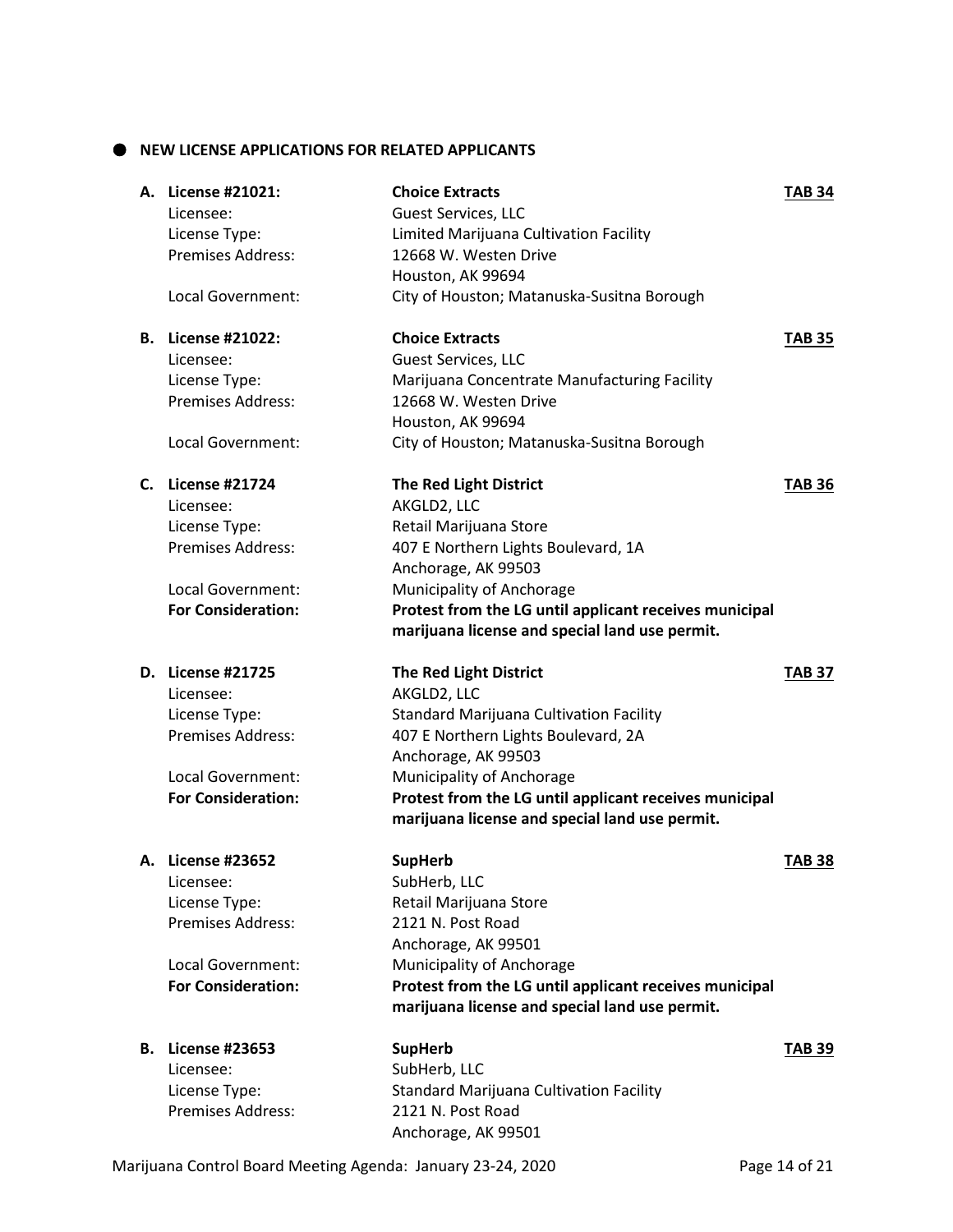- **NEW LICENSE APPLICATIONS FOR RELATED APPLICANTS**

**A. License #21021:** **Choice Extracts** **TAB 34**

Licensee: Guest Services, LLC
License Type: Limited Marijuana Cultivation Facility
Premises Address: 12668 W. Westen Drive
Houston, AK 99694
Local Government: City of Houston; Matanuska-Susitna Borough

**B. License #21022:** **Choice Extracts** **TAB 35**

Licensee: Guest Services, LLC
License Type: Marijuana Concentrate Manufacturing Facility
Premises Address: 12668 W. Westen Drive
Houston, AK 99694
Local Government: City of Houston; Matanuska-Susitna Borough

**C. License #21724** **The Red Light District** **TAB 36**

Licensee: AKGLD2, LLC
License Type: Retail Marijuana Store
Premises Address: 407 E Northern Lights Boulevard, 1A
Anchorage, AK 99503
Local Government: Municipality of Anchorage
**For Consideration:** **Protest from the LG until applicant receives municipal marijuana license and special land use permit.**

**D. License #21725** **The Red Light District** **TAB 37**

Licensee: AKGLD2, LLC
License Type: Standard Marijuana Cultivation Facility
Premises Address: 407 E Northern Lights Boulevard, 2A
Anchorage, AK 99503
Local Government: Municipality of Anchorage
**For Consideration:** **Protest from the LG until applicant receives municipal marijuana license and special land use permit.**

**A. License #23652** **SupHerb** **TAB 38**

Licensee: SubHerb, LLC
License Type: Retail Marijuana Store
Premises Address: 2121 N. Post Road
Anchorage, AK 99501
Local Government: Municipality of Anchorage
**For Consideration:** **Protest from the LG until applicant receives municipal marijuana license and special land use permit.**

**B. License #23653** **SupHerb** **TAB 39**

Licensee: SubHerb, LLC
License Type: Standard Marijuana Cultivation Facility
Premises Address: 2121 N. Post Road
Anchorage, AK 99501

Marijuana Control Board Meeting Agenda: January 23-24, 2020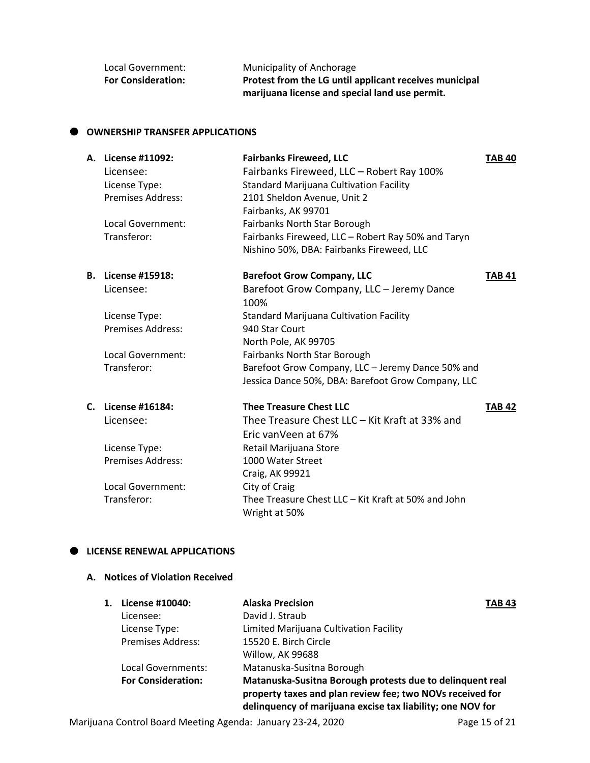Local Government: Municipality of Anchorage
**For Consideration:** **Protest from the LG until applicant receives municipal marijuana license and special land use permit.**

## OWNERSHIP TRANSFER APPLICATIONS

**A. License #11092:** **Fairbanks Fireweed, LLC** **TAB 40**
Licensee: Fairbanks Fireweed, LLC – Robert Ray 100%
License Type: Standard Marijuana Cultivation Facility
Premises Address: 2101 Sheldon Avenue, Unit 2
Fairbanks, AK 99701
Local Government: Fairbanks North Star Borough
Transferor: Fairbanks Fireweed, LLC – Robert Ray 50% and Taryn Nishino 50%, DBA: Fairbanks Fireweed, LLC

**B. License #15918:** **Barefoot Grow Company, LLC** **TAB 41**
Licensee: Barefoot Grow Company, LLC – Jeremy Dance 100%
License Type: Standard Marijuana Cultivation Facility
Premises Address: 940 Star Court
North Pole, AK 99705
Local Government: Fairbanks North Star Borough
Transferor: Barefoot Grow Company, LLC – Jeremy Dance 50% and Jessica Dance 50%, DBA: Barefoot Grow Company, LLC

**C. License #16184:** **Thee Treasure Chest LLC** **TAB 42**
Licensee: Thee Treasure Chest LLC – Kit Kraft at 33% and Eric vanVeen at 67%
License Type: Retail Marijuana Store
Premises Address: 1000 Water Street
Craig, AK 99921
Local Government: City of Craig
Transferor: Thee Treasure Chest LLC – Kit Kraft at 50% and John Wright at 50%

## LICENSE RENEWAL APPLICATIONS

### A. Notices of Violation Received

**1. License #10040:** **Alaska Precision** **TAB 43**
Licensee: David J. Straub
License Type: Limited Marijuana Cultivation Facility
Premises Address: 15520 E. Birch Circle
Willow, AK 99688
Local Governments: Matanuska-Susitna Borough
**For Consideration:** **Matanuska-Susitna Borough protests due to delinquent real property taxes and plan review fee; two NOVs received for delinquency of marijuana excise tax liability; one NOV for**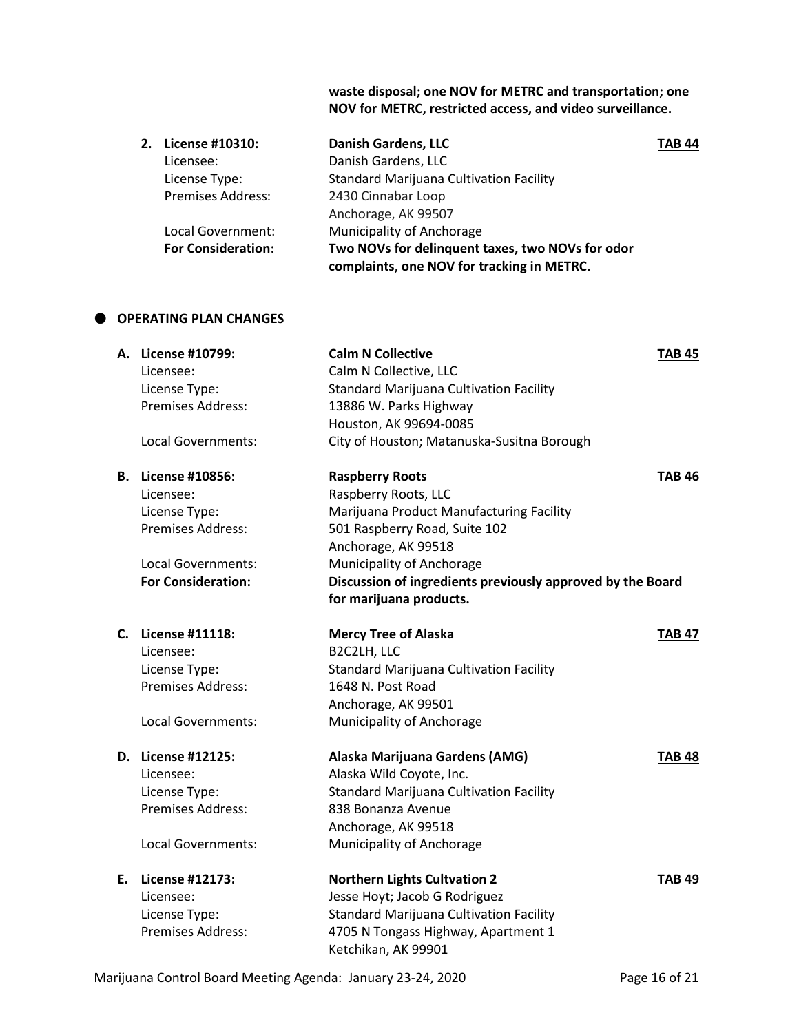**waste disposal; one NOV for METRC and transportation; one NOV for METRC, restricted access, and video surveillance.**

2. **License #10310:** **Danish Gardens, LLC** **TAB 44**
   Licensee: Danish Gardens, LLC
   License Type: Standard Marijuana Cultivation Facility
   Premises Address: 2430 Cinnabar Loop
   Anchorage, AK 99507
   Local Government: Municipality of Anchorage
   **For Consideration:** **Two NOVs for delinquent taxes, two NOVs for odor complaints, one NOV for tracking in METRC.**

- **OPERATING PLAN CHANGES**

A. **License #10799:** **Calm N Collective** **TAB 45**
   Licensee: Calm N Collective, LLC
   License Type: Standard Marijuana Cultivation Facility
   Premises Address: 13886 W. Parks Highway
   Houston, AK 99694-0085
   Local Governments: City of Houston; Matanuska-Susitna Borough

B. **License #10856:** **Raspberry Roots** **TAB 46**
   Licensee: Raspberry Roots, LLC
   License Type: Marijuana Product Manufacturing Facility
   Premises Address: 501 Raspberry Road, Suite 102
   Anchorage, AK 99518
   Local Governments: Municipality of Anchorage
   **For Consideration:** **Discussion of ingredients previously approved by the Board for marijuana products.**

C. **License #11118:** **Mercy Tree of Alaska** **TAB 47**
   Licensee: B2C2LH, LLC
   License Type: Standard Marijuana Cultivation Facility
   Premises Address: 1648 N. Post Road
   Anchorage, AK 99501
   Local Governments: Municipality of Anchorage

D. **License #12125:** **Alaska Marijuana Gardens (AMG)** **TAB 48**
   Licensee: Alaska Wild Coyote, Inc.
   License Type: Standard Marijuana Cultivation Facility
   Premises Address: 838 Bonanza Avenue
   Anchorage, AK 99518
   Local Governments: Municipality of Anchorage

E. **License #12173:** **Northern Lights Cultvation 2** **TAB 49**
   Licensee: Jesse Hoyt; Jacob G Rodriguez
   License Type: Standard Marijuana Cultivation Facility
   Premises Address: 4705 N Tongass Highway, Apartment 1
   Ketchikan, AK 99901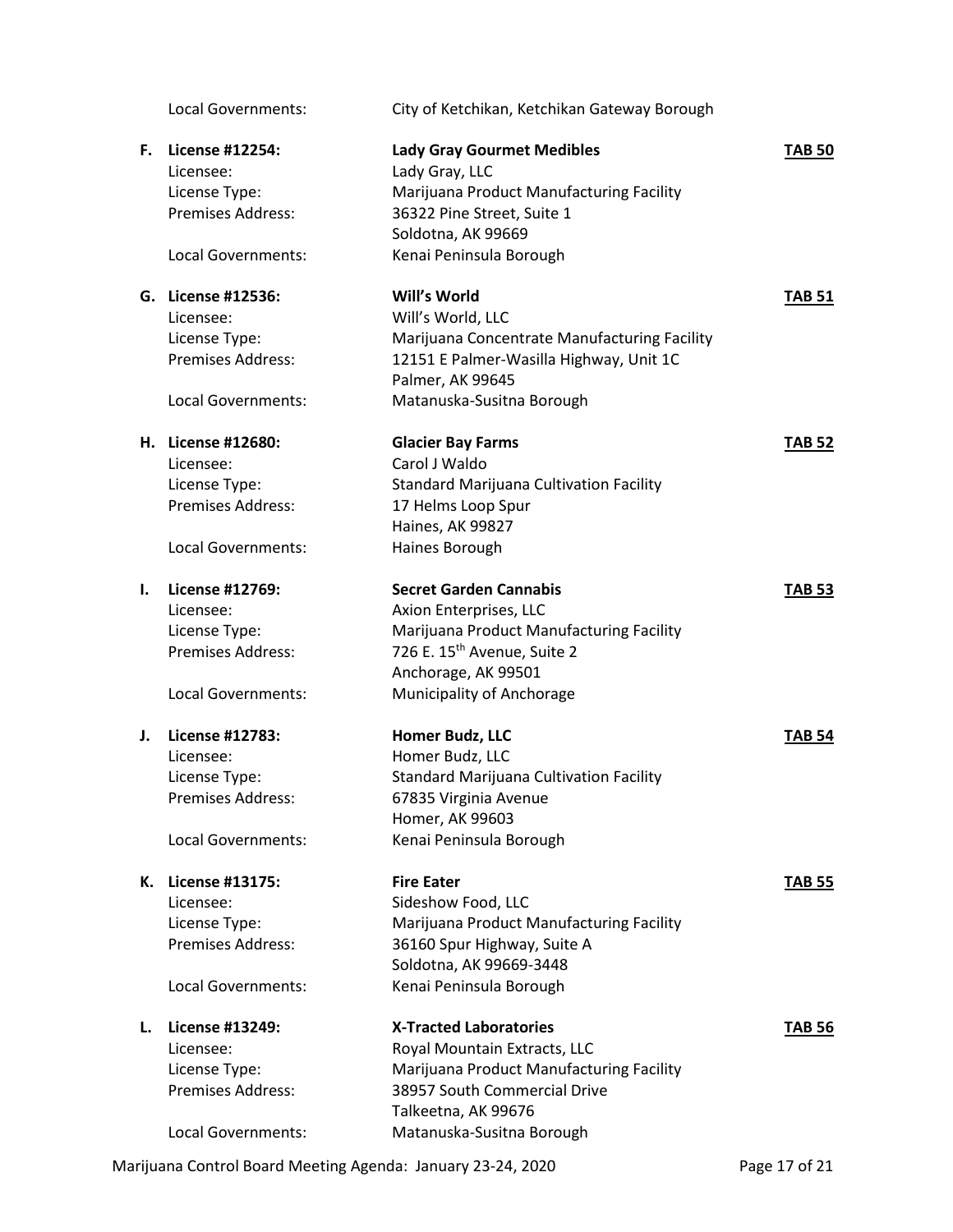| | | | |
|---|---|---|---|
| | Local Governments: | City of Ketchikan, Ketchikan Gateway Borough | |
| **F.** | **License #12254:** | **Lady Gray Gourmet Medibles** | **TAB 50** |
| | Licensee: | Lady Gray, LLC | |
| | License Type: | Marijuana Product Manufacturing Facility | |
| | Premises Address: | 36322 Pine Street, Suite 1<br>Soldotna, AK 99669 | |
| | Local Governments: | Kenai Peninsula Borough | |
| **G.** | **License #12536:** | **Will's World** | **TAB 51** |
| | Licensee: | Will's World, LLC | |
| | License Type: | Marijuana Concentrate Manufacturing Facility | |
| | Premises Address: | 12151 E Palmer-Wasilla Highway, Unit 1C<br>Palmer, AK 99645 | |
| | Local Governments: | Matanuska-Susitna Borough | |
| **H.** | **License #12680:** | **Glacier Bay Farms** | **TAB 52** |
| | Licensee: | Carol J Waldo | |
| | License Type: | Standard Marijuana Cultivation Facility | |
| | Premises Address: | 17 Helms Loop Spur<br>Haines, AK 99827 | |
| | Local Governments: | Haines Borough | |
| **I.** | **License #12769:** | **Secret Garden Cannabis** | **TAB 53** |
| | Licensee: | Axion Enterprises, LLC | |
| | License Type: | Marijuana Product Manufacturing Facility | |
| | Premises Address: | 726 E. 15th Avenue, Suite 2<br>Anchorage, AK 99501 | |
| | Local Governments: | Municipality of Anchorage | |
| **J.** | **License #12783:** | **Homer Budz, LLC** | **TAB 54** |
| | Licensee: | Homer Budz, LLC | |
| | License Type: | Standard Marijuana Cultivation Facility | |
| | Premises Address: | 67835 Virginia Avenue<br>Homer, AK 99603 | |
| | Local Governments: | Kenai Peninsula Borough | |
| **K.** | **License #13175:** | **Fire Eater** | **TAB 55** |
| | Licensee: | Sideshow Food, LLC | |
| | License Type: | Marijuana Product Manufacturing Facility | |
| | Premises Address: | 36160 Spur Highway, Suite A<br>Soldotna, AK 99669-3448 | |
| | Local Governments: | Kenai Peninsula Borough | |
| **L.** | **License #13249:** | **X-Tracted Laboratories** | **TAB 56** |
| | Licensee: | Royal Mountain Extracts, LLC | |
| | License Type: | Marijuana Product Manufacturing Facility | |
| | Premises Address: | 38957 South Commercial Drive<br>Talkeetna, AK 99676 | |
| | Local Governments: | Matanuska-Susitna Borough | |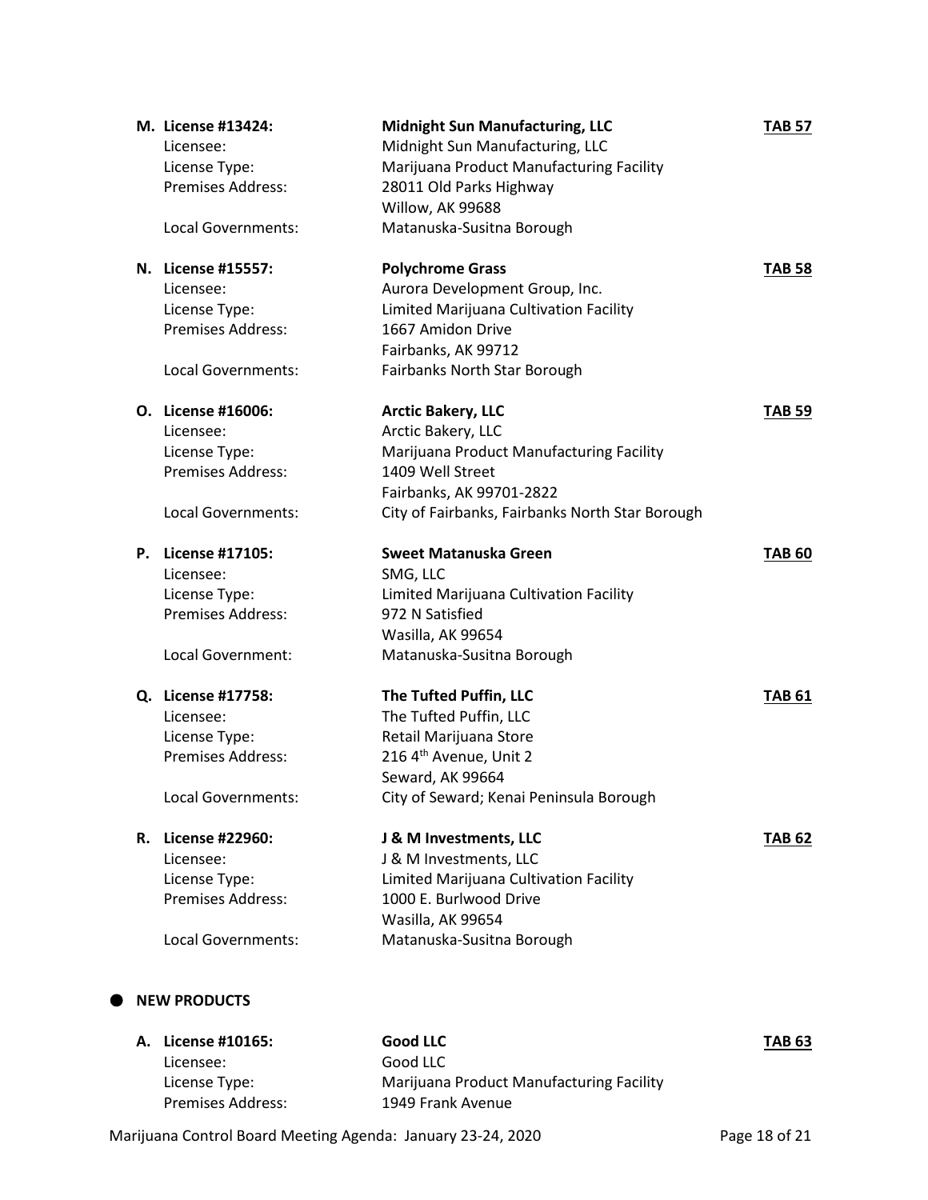**M. License #13424:** **Midnight Sun Manufacturing, LLC** **TAB 57**

Licensee: Midnight Sun Manufacturing, LLC
License Type: Marijuana Product Manufacturing Facility
Premises Address: 28011 Old Parks Highway
Willow, AK 99688
Local Governments: Matanuska-Susitna Borough

**N. License #15557:** **Polychrome Grass** **TAB 58**

Licensee: Aurora Development Group, Inc.
License Type: Limited Marijuana Cultivation Facility
Premises Address: 1667 Amidon Drive
Fairbanks, AK 99712
Local Governments: Fairbanks North Star Borough

**O. License #16006:** **Arctic Bakery, LLC** **TAB 59**

Licensee: Arctic Bakery, LLC
License Type: Marijuana Product Manufacturing Facility
Premises Address: 1409 Well Street
Fairbanks, AK 99701-2822
Local Governments: City of Fairbanks, Fairbanks North Star Borough

**P. License #17105:** **Sweet Matanuska Green** **TAB 60**

Licensee: SMG, LLC
License Type: Limited Marijuana Cultivation Facility
Premises Address: 972 N Satisfied
Wasilla, AK 99654
Local Government: Matanuska-Susitna Borough

**Q. License #17758:** **The Tufted Puffin, LLC** **TAB 61**

Licensee: The Tufted Puffin, LLC
License Type: Retail Marijuana Store
Premises Address: 216 4th Avenue, Unit 2
Seward, AK 99664
Local Governments: City of Seward; Kenai Peninsula Borough

**R. License #22960:** **J & M Investments, LLC** **TAB 62**

Licensee: J & M Investments, LLC
License Type: Limited Marijuana Cultivation Facility
Premises Address: 1000 E. Burlwood Drive
Wasilla, AK 99654
Local Governments: Matanuska-Susitna Borough

- **NEW PRODUCTS**

**A. License #10165:** **Good LLC** **TAB 63**

Licensee: Good LLC
License Type: Marijuana Product Manufacturing Facility
Premises Address: 1949 Frank Avenue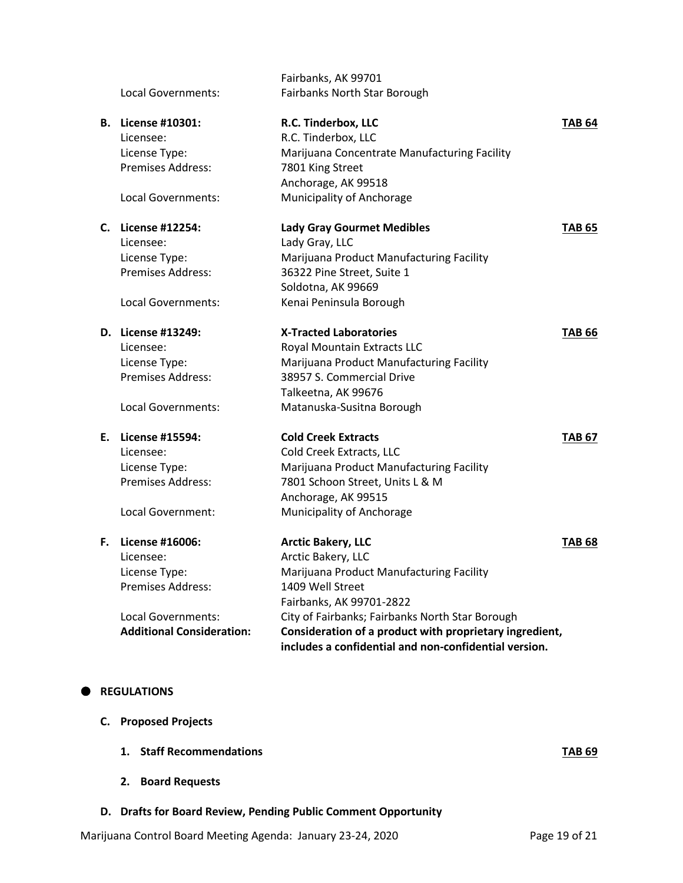| | | |
|---|---|---|
| | Fairbanks, AK 99701 | |
| Local Governments: | Fairbanks North Star Borough | |

| | | |
|---|---|---|
| **B. License #10301:** | **R.C. Tinderbox, LLC** | **TAB 64** |
| Licensee: | R.C. Tinderbox, LLC | |
| License Type: | Marijuana Concentrate Manufacturing Facility | |
| Premises Address: | 7801 King Street<br>Anchorage, AK 99518 | |
| Local Governments: | Municipality of Anchorage | |

| | | |
|---|---|---|
| **C. License #12254:** | **Lady Gray Gourmet Medibles** | **TAB 65** |
| Licensee: | Lady Gray, LLC | |
| License Type: | Marijuana Product Manufacturing Facility | |
| Premises Address: | 36322 Pine Street, Suite 1<br>Soldotna, AK 99669 | |
| Local Governments: | Kenai Peninsula Borough | |

| | | |
|---|---|---|
| **D. License #13249:** | **X-Tracted Laboratories** | **TAB 66** |
| Licensee: | Royal Mountain Extracts LLC | |
| License Type: | Marijuana Product Manufacturing Facility | |
| Premises Address: | 38957 S. Commercial Drive<br>Talkeetna, AK 99676 | |
| Local Governments: | Matanuska-Susitna Borough | |

| | | |
|---|---|---|
| **E. License #15594:** | **Cold Creek Extracts** | **TAB 67** |
| Licensee: | Cold Creek Extracts, LLC | |
| License Type: | Marijuana Product Manufacturing Facility | |
| Premises Address: | 7801 Schoon Street, Units L & M<br>Anchorage, AK 99515 | |
| Local Government: | Municipality of Anchorage | |

| | | |
|---|---|---|
| **F. License #16006:** | **Arctic Bakery, LLC** | **TAB 68** |
| Licensee: | Arctic Bakery, LLC | |
| License Type: | Marijuana Product Manufacturing Facility | |
| Premises Address: | 1409 Well Street<br>Fairbanks, AK 99701-2822 | |
| Local Governments: | City of Fairbanks; Fairbanks North Star Borough | |
| **Additional Consideration:** | **Consideration of a product with proprietary ingredient, includes a confidential and non-confidential version.** | |

- **REGULATIONS**

**C. Proposed Projects**

1. **Staff Recommendations** **TAB 69**
2. **Board Requests**

**D. Drafts for Board Review, Pending Public Comment Opportunity**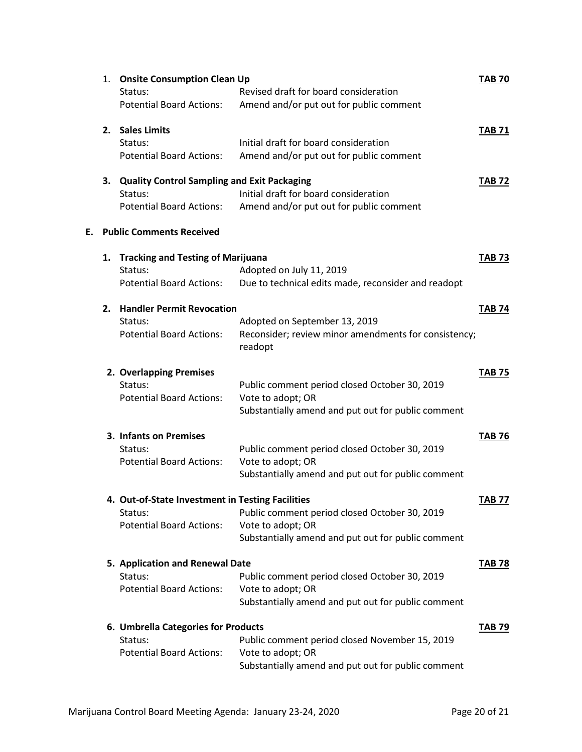1. **Onsite Consumption Clean Up** **TAB 70**

   Status: Revised draft for board consideration

   Potential Board Actions: Amend and/or put out for public comment

2. **Sales Limits** **TAB 71**

   Status: Initial draft for board consideration

   Potential Board Actions: Amend and/or put out for public comment

3. **Quality Control Sampling and Exit Packaging** **TAB 72**

   Status: Initial draft for board consideration

   Potential Board Actions: Amend and/or put out for public comment

**E. Public Comments Received**

1. **Tracking and Testing of Marijuana** **TAB 73**

   Status: Adopted on July 11, 2019

   Potential Board Actions: Due to technical edits made, reconsider and readopt

2. **Handler Permit Revocation** **TAB 74**

   Status: Adopted on September 13, 2019

   Potential Board Actions: Reconsider; review minor amendments for consistency; readopt

2. **Overlapping Premises** **TAB 75**

   Status: Public comment period closed October 30, 2019

   Potential Board Actions: Vote to adopt; OR Substantially amend and put out for public comment

3. **Infants on Premises** **TAB 76**

   Status: Public comment period closed October 30, 2019

   Potential Board Actions: Vote to adopt; OR Substantially amend and put out for public comment

4. **Out-of-State Investment in Testing Facilities** **TAB 77**

   Status: Public comment period closed October 30, 2019

   Potential Board Actions: Vote to adopt; OR Substantially amend and put out for public comment

5. **Application and Renewal Date** **TAB 78**

   Status: Public comment period closed October 30, 2019

   Potential Board Actions: Vote to adopt; OR Substantially amend and put out for public comment

6. **Umbrella Categories for Products** **TAB 79**

   Status: Public comment period closed November 15, 2019

   Potential Board Actions: Vote to adopt; OR Substantially amend and put out for public comment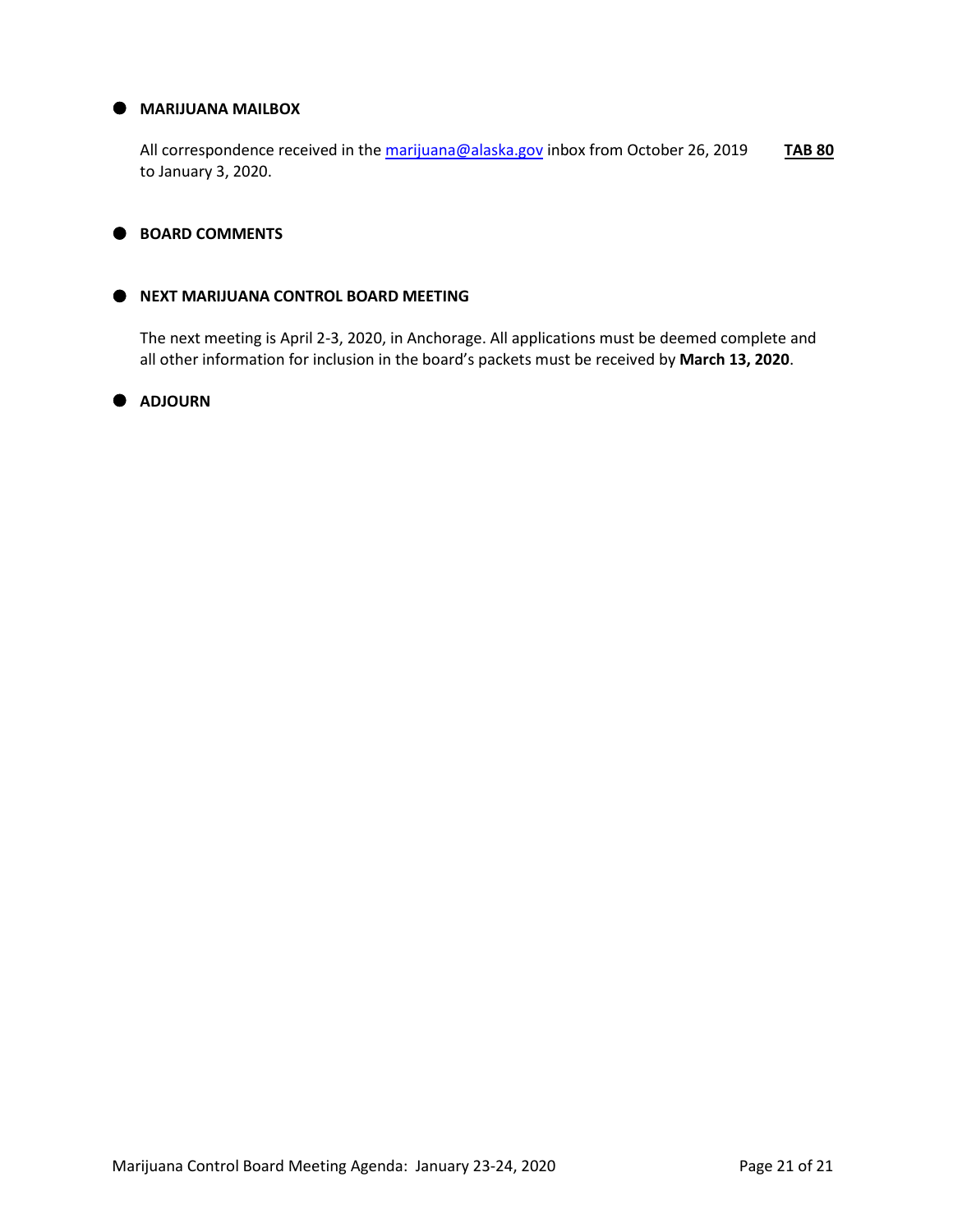- **MARIJUANA MAILBOX**

  All correspondence received in the marijuana@alaska.gov inbox from October 26, 2019 to January 3, 2020. **TAB 80**

- **BOARD COMMENTS**

- **NEXT MARIJUANA CONTROL BOARD MEETING**

  The next meeting is April 2-3, 2020, in Anchorage. All applications must be deemed complete and all other information for inclusion in the board's packets must be received by **March 13, 2020**.

- **ADJOURN**